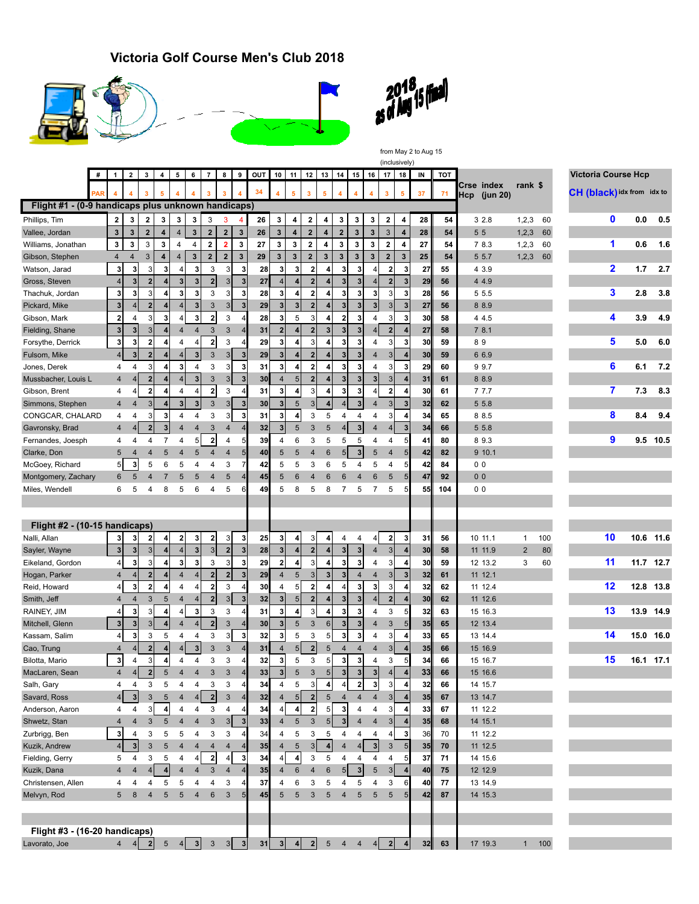# Victoria Golf Course Men's Club 2018

2018 as of Aug 15 (final)

from May 2 to Aug 15 (inclusively)

| # | 1 | 2 | 3 | 4 | 5 | 6 | 7 | 8 | 9 | OUT | 10 | 11 | 12 | 13 | 14 | 15 | 16 | 17 | 18 | IN | TOT | Crse Hcp | index (jun 20) | rank | $ |
|---|---|---|---|---|---|---|---|---|---|---|---|---|---|---|---|---|---|---|---|---|---|---|---|---|---|
| PAR | 4 | 4 | 3 | 5 | 4 | 4 | 3 | 3 | 4 | 34 | 4 | 5 | 3 | 5 | 4 | 4 | 4 | 3 | 5 | 37 | 71 | | | | |
| **Flight #1 - (0-9 handicaps plus unknown handicaps)** | | | | | | | | | | | | | | | | | | | | | | | | | |
| Phillips, Tim | 2 | 3 | 2 | 3 | 3 | 3 | 3 | 3 | 4 | 26 | 3 | 4 | 2 | 4 | 3 | 3 | 3 | 2 | 4 | 28 | 54 | 3 | 2.8 | 1,2,3 | 60 |
| Vallee, Jordan | 3 | 3 | 2 | 4 | 4 | 3 | 2 | 2 | 3 | 26 | 3 | 4 | 2 | 4 | 2 | 3 | 3 | 3 | 4 | 28 | 54 | 5 | 5 | 1,2,3 | 60 |
| Williams, Jonathan | 3 | 3 | 3 | 3 | 4 | 4 | 2 | 2 | 3 | 27 | 3 | 3 | 2 | 4 | 3 | 3 | 3 | 2 | 4 | 27 | 54 | 7 | 8.3 | 1,2,3 | 60 |
| Gibson, Stephen | 4 | 4 | 3 | 4 | 4 | 3 | 2 | 2 | 3 | 29 | 3 | 3 | 2 | 3 | 3 | 3 | 3 | 2 | 3 | 25 | 54 | 5 | 5.7 | 1,2,3 | 60 |
| Watson, Jarad | 3 | 3 | 3 | 3 | 4 | 3 | 3 | 3 | 3 | 28 | 3 | 3 | 2 | 4 | 3 | 3 | 4 | 2 | 3 | 27 | 55 | 4 | 3.9 | | |
| Gross, Steven | 4 | 3 | 2 | 4 | 3 | 3 | 2 | 3 | 3 | 27 | 4 | 4 | 2 | 4 | 3 | 3 | 4 | 2 | 3 | 29 | 56 | 4 | 4.9 | | |
| Thachuk, Jordan | 3 | 3 | 3 | 4 | 3 | 3 | 3 | 3 | 3 | 28 | 3 | 4 | 2 | 4 | 3 | 3 | 3 | 3 | 3 | 28 | 56 | 5 | 5.5 | | |
| Pickard, Mike | 3 | 4 | 2 | 4 | 4 | 3 | 3 | 3 | 3 | 29 | 3 | 3 | 2 | 4 | 3 | 3 | 3 | 3 | 3 | 27 | 56 | 8 | 8.9 | | |
| Gibson, Mark | 2 | 4 | 3 | 3 | 4 | 3 | 2 | 3 | 4 | 28 | 3 | 5 | 3 | 4 | 2 | 3 | 4 | 3 | 3 | 30 | 58 | 4 | 4.5 | | |
| Fielding, Shane | 3 | 3 | 3 | 4 | 4 | 4 | 3 | 3 | 4 | 31 | 2 | 4 | 2 | 3 | 3 | 3 | 4 | 2 | 4 | 27 | 58 | 7 | 8.1 | | |
| Forsythe, Derrick | 3 | 3 | 2 | 4 | 4 | 4 | 2 | 3 | 4 | 29 | 3 | 4 | 3 | 4 | 3 | 3 | 4 | 3 | 3 | 30 | 59 | 8 | 9 | | |
| Fulsom, Mike | 4 | 3 | 2 | 4 | 4 | 3 | 3 | 3 | 3 | 29 | 3 | 4 | 2 | 4 | 3 | 3 | 4 | 3 | 4 | 30 | 59 | 6 | 6.9 | | |
| Jones, Derek | 4 | 4 | 3 | 4 | 3 | 4 | 3 | 3 | 3 | 31 | 3 | 4 | 2 | 4 | 3 | 3 | 4 | 3 | 3 | 29 | 60 | 9 | 9.7 | | |
| Mussbacher, Louis L | 4 | 4 | 2 | 4 | 4 | 3 | 3 | 3 | 3 | 30 | 4 | 5 | 2 | 4 | 3 | 3 | 3 | 3 | 4 | 31 | 61 | 8 | 8.9 | | |
| Gibson, Brent | 4 | 4 | 2 | 4 | 4 | 4 | 2 | 3 | 4 | 31 | 3 | 4 | 3 | 4 | 3 | 3 | 4 | 2 | 4 | 30 | 61 | 7 | 7.7 | | |
| Simmons, Stephen | 4 | 4 | 3 | 4 | 3 | 3 | 3 | 3 | 3 | 30 | 3 | 5 | 3 | 4 | 4 | 3 | 4 | 3 | 3 | 32 | 62 | 5 | 5.8 | | |
| CONGCAR, CHALARD | 4 | 4 | 3 | 3 | 4 | 4 | 3 | 3 | 3 | 31 | 3 | 4 | 3 | 5 | 4 | 4 | 4 | 3 | 4 | 34 | 65 | 8 | 8.5 | | |
| Gavronsky, Brad | 4 | 4 | 2 | 3 | 4 | 4 | 3 | 4 | 4 | 32 | 3 | 5 | 3 | 5 | 4 | 3 | 4 | 4 | 3 | 34 | 66 | 5 | 5.8 | | |
| Fernandes, Joesph | 4 | 4 | 4 | 7 | 4 | 5 | 2 | 4 | 5 | 39 | 4 | 6 | 3 | 5 | 5 | 5 | 4 | 4 | 5 | 41 | 80 | 8 | 9.3 | | |
| Clarke, Don | 5 | 4 | 4 | 5 | 4 | 5 | 4 | 4 | 5 | 40 | 5 | 5 | 4 | 6 | 5 | 3 | 5 | 4 | 5 | 42 | 82 | 9 | 10.1 | | |
| McGoey, Richard | 5 | 3 | 5 | 6 | 5 | 4 | 4 | 3 | 7 | 42 | 5 | 5 | 3 | 6 | 5 | 4 | 5 | 4 | 5 | 42 | 84 | 0 | 0 | | |
| Montgomery, Zachary | 6 | 5 | 4 | 7 | 5 | 5 | 4 | 5 | 4 | 45 | 5 | 6 | 4 | 6 | 6 | 4 | 6 | 5 | 5 | 47 | 92 | 0 | 0 | | |
| Miles, Wendell | 6 | 5 | 4 | 8 | 5 | 6 | 4 | 5 | 6 | 49 | 5 | 8 | 5 | 8 | 7 | 5 | 7 | 5 | 5 | 55 | 104 | 0 | 0 | | |
| **Flight #2 - (10-15 handicaps)** | | | | | | | | | | | | | | | | | | | | | | | | | |
| Nalli, Allan | 3 | 3 | 2 | 4 | 2 | 3 | 2 | 3 | 3 | 25 | 3 | 4 | 3 | 4 | 4 | 4 | 4 | 2 | 3 | 31 | 56 | 10 | 11.1 | 1 | 100 |
| Sayler, Wayne | 3 | 3 | 3 | 4 | 4 | 3 | 3 | 2 | 3 | 28 | 3 | 4 | 2 | 4 | 3 | 3 | 4 | 3 | 4 | 30 | 58 | 11 | 11.9 | 2 | 80 |
| Eikeland, Gordon | 4 | 3 | 3 | 4 | 3 | 3 | 3 | 3 | 3 | 29 | 2 | 4 | 3 | 4 | 3 | 3 | 4 | 3 | 4 | 30 | 59 | 12 | 13.2 | 3 | 60 |
| Hogan, Parker | 4 | 4 | 2 | 4 | 4 | 4 | 2 | 2 | 3 | 29 | 4 | 5 | 3 | 3 | 3 | 4 | 4 | 3 | 3 | 32 | 61 | 11 | 12.1 | | |
| Reid, Howard | 4 | 3 | 2 | 4 | 4 | 4 | 2 | 3 | 4 | 30 | 4 | 5 | 2 | 4 | 4 | 3 | 3 | 3 | 4 | 32 | 62 | 11 | 12.4 | | |
| Smith, Jeff | 4 | 4 | 3 | 5 | 4 | 4 | 2 | 3 | 3 | 32 | 3 | 5 | 2 | 4 | 3 | 3 | 4 | 2 | 4 | 30 | 62 | 11 | 12.6 | | |
| RAINEY, JIM | 4 | 3 | 3 | 4 | 4 | 3 | 3 | 3 | 4 | 31 | 3 | 4 | 3 | 4 | 3 | 3 | 4 | 3 | 5 | 32 | 63 | 15 | 16.3 | | |
| Mitchell, Glenn | 3 | 3 | 3 | 4 | 4 | 2 | 3 | 3 | 4 | 30 | 3 | 5 | 3 | 6 | 3 | 3 | 4 | 3 | 5 | 35 | 65 | 12 | 13.4 | | |
| Kassam, Salim | 4 | 3 | 3 | 5 | 4 | 4 | 3 | 3 | 3 | 32 | 3 | 5 | 3 | 5 | 3 | 3 | 4 | 3 | 4 | 33 | 65 | 13 | 14.4 | | |
| Cao, Trung | 4 | 4 | 2 | 4 | 4 | 3 | 3 | 3 | 4 | 31 | 4 | 5 | 2 | 5 | 4 | 4 | 4 | 3 | 4 | 35 | 66 | 15 | 16.9 | | |
| Bilotta, Mario | 3 | 4 | 3 | 4 | 4 | 4 | 3 | 3 | 4 | 32 | 3 | 5 | 3 | 5 | 3 | 3 | 4 | 3 | 5 | 34 | 66 | 15 | 16.7 | | |
| MacLaren, Sean | 4 | 4 | 2 | 5 | 4 | 4 | 3 | 3 | 4 | 33 | 3 | 5 | 3 | 5 | 3 | 3 | 3 | 4 | 4 | 33 | 66 | 15 | 16.6 | | |
| Salh, Gary | 4 | 4 | 3 | 5 | 4 | 4 | 3 | 3 | 4 | 34 | 4 | 5 | 3 | 4 | 4 | 2 | 3 | 3 | 4 | 32 | 66 | 14 | 15.7 | | |
| Savard, Ross | 4 | 3 | 3 | 5 | 4 | 4 | 2 | 3 | 4 | 32 | 4 | 5 | 2 | 5 | 4 | 4 | 4 | 3 | 4 | 35 | 67 | 13 | 14.7 | | |
| Anderson, Aaron | 4 | 4 | 3 | 4 | 4 | 4 | 3 | 4 | 4 | 34 | 4 | 4 | 2 | 5 | 3 | 4 | 4 | 3 | 4 | 33 | 67 | 11 | 12.2 | | |
| Shwetz, Stan | 4 | 4 | 3 | 5 | 4 | 4 | 3 | 3 | 3 | 33 | 4 | 5 | 3 | 5 | 3 | 4 | 4 | 3 | 4 | 35 | 68 | 14 | 15.1 | | |
| Zurbrigg, Ben | 3 | 4 | 3 | 5 | 5 | 4 | 3 | 3 | 4 | 34 | 4 | 5 | 3 | 5 | 4 | 4 | 4 | 4 | 3 | 36 | 70 | 11 | 12.2 | | |
| Kuzik, Andrew | 4 | 3 | 3 | 5 | 4 | 4 | 4 | 4 | 4 | 35 | 4 | 5 | 3 | 4 | 4 | 4 | 3 | 3 | 5 | 35 | 70 | 11 | 12.5 | | |
| Fielding, Gerry | 5 | 4 | 3 | 5 | 4 | 4 | 2 | 4 | 3 | 34 | 4 | 4 | 3 | 5 | 4 | 4 | 4 | 4 | 5 | 37 | 71 | 14 | 15.6 | | |
| Kuzik, Dana | 4 | 4 | 4 | 4 | 4 | 4 | 3 | 4 | 4 | 35 | 4 | 6 | 4 | 6 | 5 | 3 | 5 | 3 | 4 | 40 | 75 | 12 | 12.9 | | |
| Christensen, Allen | 4 | 4 | 4 | 5 | 5 | 4 | 4 | 3 | 4 | 37 | 4 | 6 | 3 | 5 | 4 | 5 | 4 | 3 | 6 | 40 | 77 | 13 | 14.9 | | |
| Melvyn, Rod | 5 | 8 | 4 | 5 | 5 | 4 | 6 | 3 | 5 | 45 | 5 | 5 | 3 | 5 | 4 | 5 | 5 | 5 | 5 | 42 | 87 | 14 | 15.3 | | |
| **Flight #3 - (16-20 handicaps)** | | | | | | | | | | | | | | | | | | | | | | | | | |
| Lavorato, Joe | 4 | 4 | 2 | 5 | 4 | 3 | 3 | 3 | 3 | 31 | 3 | 4 | 2 | 5 | 4 | 4 | 4 | 2 | 4 | 32 | 63 | 17 | 19.3 | 1 | 100 |

**Victoria Course Hcp**

| CH (black) | idx from | idx to |
|---|---|---|
| 0 | 0.0 | 0.5 |
| 1 | 0.6 | 1.6 |
| 2 | 1.7 | 2.7 |
| 3 | 2.8 | 3.8 |
| 4 | 3.9 | 4.9 |
| 5 | 5.0 | 6.0 |
| 6 | 6.1 | 7.2 |
| 7 | 7.3 | 8.3 |
| 8 | 8.4 | 9.4 |
| 9 | 9.5 | 10.5 |
| 10 | 10.6 | 11.6 |
| 11 | 11.7 | 12.7 |
| 12 | 12.8 | 13.8 |
| 13 | 13.9 | 14.9 |
| 14 | 15.0 | 16.0 |
| 15 | 16.1 | 17.1 |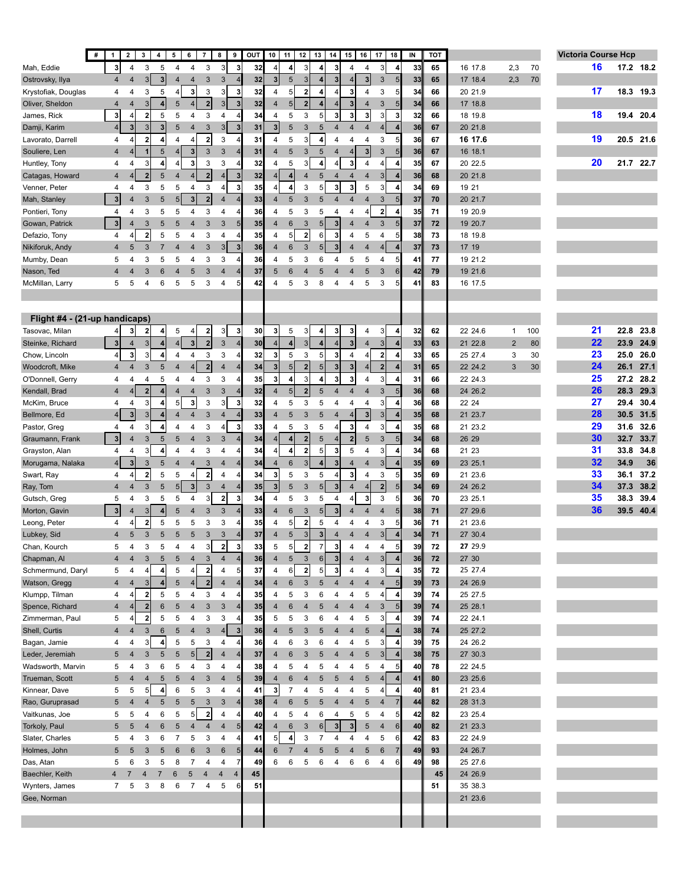| # | 1 | 2 | 3 | 4 | 5 | 6 | 7 | 8 | 9 | OUT | 10 | 11 | 12 | 13 | 14 | 15 | 16 | 17 | 18 | IN | TOT | | | |
|---|---|---|---|---|---|---|---|---|---|---|---|---|---|---|---|---|---|---|---|---|---|---|---|---|
| Mah, Eddie | 3 | 4 | 3 | 5 | 4 | 4 | 3 | 3 | 3 | 32 | 4 | 4 | 3 | 4 | 3 | 4 | 4 | 3 | 4 | 33 | 65 | 16 17.8 | 2,3 | 70 |
| Ostrovsky, Ilya | 4 | 4 | 3 | 3 | 4 | 4 | 3 | 3 | 4 | 32 | 3 | 5 | 3 | 4 | 3 | 4 | 3 | 3 | 5 | 33 | 65 | 17 18.4 | 2,3 | 70 |
| Krystofiak, Douglas | 4 | 4 | 3 | 5 | 4 | 3 | 3 | 3 | 3 | 32 | 4 | 5 | 2 | 4 | 4 | 3 | 4 | 3 | 5 | 34 | 66 | 20 21.9 | | |
| Oliver, Sheldon | 4 | 4 | 3 | 4 | 5 | 4 | 2 | 3 | 3 | 32 | 4 | 5 | 2 | 4 | 4 | 3 | 4 | 3 | 5 | 34 | 66 | 17 18.8 | | |
| James, Rick | 3 | 4 | 2 | 5 | 5 | 4 | 3 | 4 | 4 | 34 | 4 | 5 | 3 | 5 | 3 | 3 | 3 | 3 | 3 | 32 | 66 | 18 19.8 | | |
| Damji, Karim | 4 | 3 | 3 | 3 | 5 | 4 | 3 | 3 | 3 | 31 | 3 | 5 | 3 | 5 | 4 | 4 | 4 | 4 | 4 | 36 | 67 | 20 21.8 | | |
| Lavorato, Darrell | 4 | 4 | 2 | 4 | 4 | 4 | 2 | 3 | 4 | 31 | 4 | 5 | 3 | 4 | 4 | 4 | 4 | 3 | 5 | 36 | 67 | 16 17.6 | | |
| Souliere, Len | 4 | 4 | 1 | 5 | 4 | 3 | 3 | 3 | 4 | 31 | 4 | 5 | 3 | 5 | 4 | 4 | 3 | 3 | 5 | 36 | 67 | 16 18.1 | | |
| Huntley, Tony | 4 | 4 | 3 | 4 | 4 | 3 | 3 | 3 | 4 | 32 | 4 | 5 | 3 | 4 | 4 | 3 | 4 | 4 | 4 | 35 | 67 | 20 22.5 | | |
| Catagas, Howard | 4 | 4 | 2 | 5 | 4 | 4 | 2 | 4 | 3 | 32 | 4 | 4 | 4 | 5 | 4 | 4 | 4 | 3 | 4 | 36 | 68 | 20 21.8 | | |
| Venner, Peter | 4 | 4 | 3 | 5 | 5 | 4 | 3 | 4 | 3 | 35 | 4 | 4 | 3 | 5 | 3 | 3 | 5 | 3 | 4 | 34 | 69 | 19 21 | | |
| Mah, Stanley | 3 | 4 | 3 | 5 | 5 | 3 | 2 | 4 | 4 | 33 | 4 | 5 | 3 | 5 | 4 | 4 | 4 | 3 | 5 | 37 | 70 | 20 21.7 | | |
| Pontieri, Tony | 4 | 4 | 3 | 5 | 5 | 4 | 3 | 4 | 4 | 36 | 4 | 5 | 3 | 5 | 4 | 4 | 4 | 2 | 4 | 35 | 71 | 19 20.9 | | |
| Gowan, Patrick | 3 | 4 | 3 | 5 | 5 | 4 | 3 | 3 | 5 | 35 | 4 | 6 | 3 | 5 | 3 | 4 | 4 | 3 | 5 | 37 | 72 | 19 20.7 | | |
| Defazio, Tony | 4 | 4 | 2 | 5 | 5 | 4 | 3 | 4 | 4 | 35 | 4 | 5 | 2 | 6 | 3 | 4 | 5 | 4 | 5 | 38 | 73 | 18 19.8 | | |
| Nikiforuk, Andy | 4 | 5 | 3 | 7 | 4 | 4 | 3 | 3 | 3 | 36 | 4 | 6 | 3 | 5 | 3 | 4 | 4 | 4 | 4 | 37 | 73 | 17 19 | | |
| Mumby, Dean | 5 | 4 | 3 | 5 | 5 | 4 | 3 | 3 | 4 | 36 | 4 | 5 | 3 | 6 | 4 | 5 | 5 | 4 | 5 | 41 | 77 | 19 21.2 | | |
| Nason, Ted | 4 | 4 | 3 | 6 | 4 | 5 | 3 | 4 | 4 | 37 | 5 | 6 | 4 | 5 | 4 | 4 | 5 | 3 | 6 | 42 | 79 | 19 21.6 | | |
| McMillan, Larry | 5 | 5 | 4 | 6 | 5 | 5 | 3 | 4 | 5 | 42 | 4 | 5 | 3 | 8 | 4 | 4 | 5 | 3 | 5 | 41 | 83 | 16 17.5 | | |

## Flight #4 - (21-up handicaps)

| Name | 1 | 2 | 3 | 4 | 5 | 6 | 7 | 8 | 9 | OUT | 10 | 11 | 12 | 13 | 14 | 15 | 16 | 17 | 18 | IN | TOT | | | |
|---|---|---|---|---|---|---|---|---|---|---|---|---|---|---|---|---|---|---|---|---|---|---|---|---|
| Tasovac, Milan | 4 | 3 | 2 | 4 | 5 | 4 | 2 | 3 | 3 | 30 | 3 | 5 | 3 | 4 | 3 | 3 | 4 | 3 | 4 | 32 | 62 | 22 24.6 | 1 | 100 |
| Steinke, Richard | 3 | 4 | 3 | 4 | 4 | 3 | 2 | 3 | 4 | 30 | 4 | 4 | 3 | 4 | 4 | 3 | 4 | 3 | 4 | 33 | 63 | 21 22.8 | 2 | 80 |
| Chow, Lincoln | 4 | 3 | 3 | 4 | 4 | 4 | 3 | 3 | 4 | 32 | 3 | 5 | 3 | 5 | 3 | 4 | 4 | 2 | 4 | 33 | 65 | 25 27.4 | 3 | 30 |
| Woodcroft, Mike | 4 | 4 | 3 | 5 | 4 | 4 | 2 | 4 | 4 | 34 | 3 | 5 | 2 | 5 | 3 | 3 | 4 | 2 | 4 | 31 | 65 | 22 24.2 | 3 | 30 |
| O'Donnell, Gerry | 4 | 4 | 4 | 5 | 4 | 4 | 3 | 3 | 4 | 35 | 3 | 4 | 3 | 4 | 3 | 3 | 4 | 3 | 4 | 31 | 66 | 22 24.3 | | |
| Kendall, Brad | 4 | 4 | 2 | 4 | 4 | 4 | 3 | 3 | 4 | 32 | 4 | 5 | 2 | 5 | 4 | 4 | 4 | 3 | 5 | 36 | 68 | 24 26.2 | | |
| McKim, Bruce | 4 | 4 | 3 | 4 | 5 | 3 | 3 | 3 | 3 | 32 | 4 | 5 | 3 | 5 | 4 | 4 | 4 | 3 | 4 | 36 | 68 | 22 24 | | |
| Bellmore, Ed | 4 | 3 | 3 | 4 | 4 | 4 | 3 | 4 | 4 | 33 | 4 | 5 | 3 | 5 | 4 | 4 | 3 | 3 | 4 | 35 | 68 | 21 23.7 | | |
| Pastor, Greg | 4 | 4 | 3 | 4 | 4 | 4 | 3 | 4 | 3 | 33 | 4 | 5 | 3 | 5 | 4 | 3 | 4 | 3 | 4 | 35 | 68 | 21 23.2 | | |
| Graumann, Frank | 3 | 4 | 3 | 5 | 5 | 4 | 3 | 3 | 4 | 34 | 4 | 4 | 2 | 5 | 4 | 2 | 5 | 3 | 5 | 34 | 68 | 26 29 | | |
| Grayston, Alan | 4 | 4 | 3 | 4 | 4 | 4 | 3 | 4 | 4 | 34 | 4 | 4 | 2 | 5 | 3 | 5 | 4 | 3 | 4 | 34 | 68 | 21 23 | | |
| Morugama, Nalaka | 4 | 3 | 3 | 5 | 4 | 4 | 3 | 4 | 4 | 34 | 4 | 6 | 3 | 4 | 3 | 4 | 4 | 3 | 4 | 35 | 69 | 23 25.1 | | |
| Swart, Ray | 4 | 4 | 2 | 5 | 5 | 4 | 2 | 4 | 4 | 34 | 3 | 5 | 3 | 5 | 4 | 3 | 4 | 3 | 5 | 35 | 69 | 21 23.6 | | |
| Ray, Tom | 4 | 4 | 3 | 5 | 5 | 3 | 3 | 4 | 4 | 35 | 3 | 5 | 3 | 5 | 3 | 4 | 4 | 2 | 5 | 34 | 69 | 24 26.2 | | |
| Gutsch, Greg | 5 | 4 | 3 | 5 | 5 | 4 | 3 | 2 | 3 | 34 | 4 | 5 | 3 | 5 | 4 | 4 | 3 | 3 | 5 | 36 | 70 | 23 25.1 | | |
| Morton, Gavin | 3 | 4 | 3 | 4 | 5 | 4 | 3 | 3 | 4 | 33 | 4 | 6 | 3 | 5 | 3 | 4 | 4 | 4 | 5 | 38 | 71 | 27 29.6 | | |
| Leong, Peter | 4 | 4 | 2 | 5 | 5 | 5 | 3 | 3 | 4 | 35 | 4 | 5 | 2 | 5 | 4 | 4 | 4 | 3 | 5 | 36 | 71 | 21 23.6 | | |
| Lubkey, Sid | 4 | 5 | 3 | 5 | 5 | 5 | 3 | 3 | 4 | 37 | 4 | 5 | 3 | 3 | 4 | 4 | 4 | 3 | 4 | 34 | 71 | 27 30.4 | | |
| Chan, Kourch | 5 | 4 | 3 | 5 | 4 | 4 | 3 | 2 | 3 | 33 | 5 | 5 | 2 | 7 | 3 | 4 | 4 | 4 | 5 | 39 | 72 | 27 29.9 | | |
| Chapman, Al | 4 | 4 | 3 | 5 | 5 | 4 | 3 | 4 | 4 | 36 | 4 | 5 | 3 | 6 | 3 | 4 | 4 | 3 | 4 | 36 | 72 | 27 30 | | |
| Schmermund, Daryl | 5 | 4 | 4 | 4 | 5 | 4 | 2 | 4 | 5 | 37 | 4 | 6 | 2 | 5 | 3 | 4 | 4 | 3 | 4 | 35 | 72 | 25 27.4 | | |
| Watson, Gregg | 4 | 4 | 3 | 4 | 5 | 4 | 2 | 4 | 4 | 34 | 4 | 6 | 3 | 5 | 4 | 4 | 4 | 4 | 5 | 39 | 73 | 24 26.9 | | |
| Klumpp, Tilman | 4 | 4 | 2 | 5 | 5 | 4 | 3 | 4 | 4 | 35 | 4 | 5 | 3 | 6 | 4 | 4 | 5 | 4 | 4 | 39 | 74 | 25 27.5 | | |
| Spence, Richard | 4 | 4 | 2 | 6 | 5 | 4 | 3 | 3 | 4 | 35 | 4 | 6 | 4 | 5 | 4 | 4 | 4 | 3 | 5 | 39 | 74 | 25 28.1 | | |
| Zimmerman, Paul | 5 | 4 | 2 | 5 | 5 | 4 | 3 | 3 | 4 | 35 | 5 | 5 | 3 | 6 | 4 | 4 | 5 | 3 | 4 | 39 | 74 | 22 24.1 | | |
| Shell, Curtis | 4 | 4 | 3 | 6 | 5 | 4 | 3 | 4 | 3 | 36 | 4 | 5 | 3 | 5 | 4 | 4 | 5 | 4 | 4 | 38 | 74 | 25 27.2 | | |
| Bagan, Jamie | 4 | 4 | 3 | 4 | 5 | 5 | 3 | 4 | 4 | 36 | 4 | 6 | 3 | 6 | 4 | 4 | 5 | 3 | 4 | 39 | 75 | 24 26.2 | | |
| Leder, Jeremiah | 5 | 4 | 3 | 5 | 5 | 5 | 2 | 4 | 4 | 37 | 4 | 6 | 3 | 5 | 4 | 4 | 5 | 3 | 4 | 38 | 75 | 27 30.3 | | |
| Wadsworth, Marvin | 5 | 4 | 3 | 6 | 5 | 4 | 3 | 4 | 4 | 38 | 4 | 5 | 4 | 5 | 4 | 4 | 5 | 4 | 5 | 40 | 78 | 22 24.5 | | |
| Trueman, Scott | 5 | 4 | 4 | 5 | 5 | 4 | 3 | 4 | 5 | 39 | 4 | 6 | 4 | 5 | 5 | 4 | 5 | 4 | 4 | 41 | 80 | 23 25.6 | | |
| Kinnear, Dave | 5 | 5 | 5 | 4 | 6 | 5 | 3 | 4 | 4 | 41 | 3 | 7 | 4 | 5 | 4 | 4 | 5 | 4 | 4 | 40 | 81 | 21 23.4 | | |
| Rao, Guruprasad | 5 | 4 | 4 | 5 | 5 | 5 | 3 | 3 | 4 | 38 | 4 | 6 | 5 | 5 | 4 | 4 | 5 | 4 | 7 | 44 | 82 | 28 31.3 | | |
| Vaitkunas, Joe | 5 | 5 | 4 | 6 | 5 | 5 | 2 | 4 | 4 | 40 | 4 | 5 | 4 | 6 | 4 | 5 | 5 | 4 | 5 | 42 | 82 | 23 25.4 | | |
| Torkoly, Paul | 5 | 5 | 4 | 6 | 5 | 4 | 4 | 4 | 5 | 42 | 4 | 6 | 3 | 6 | 3 | 3 | 5 | 4 | 6 | 40 | 82 | 21 23.3 | | |
| Slater, Charles | 5 | 4 | 3 | 6 | 7 | 5 | 3 | 4 | 4 | 41 | 5 | 4 | 3 | 7 | 4 | 4 | 4 | 5 | 6 | 42 | 83 | 22 24.9 | | |
| Holmes, John | 5 | 5 | 3 | 5 | 6 | 6 | 3 | 6 | 5 | 44 | 6 | 7 | 4 | 5 | 5 | 4 | 5 | 6 | 7 | 49 | 93 | 24 26.7 | | |
| Das, Atan | 5 | 6 | 3 | 5 | 8 | 7 | 4 | 4 | 7 | 49 | 6 | 6 | 5 | 6 | 4 | 6 | 6 | 4 | 6 | 49 | 98 | 25 27.6 | | |
| Baechler, Keith | 4 | 7 | 4 | 7 | 6 | 5 | 4 | 4 | 4 | 45 | | | | | | | | | | | 45 | 24 26.9 | | |
| Wynters, James | 7 | 5 | 3 | 8 | 6 | 7 | 4 | 5 | 6 | 51 | | | | | | | | | | | 51 | 35 38.3 | | |
| Gee, Norman | | | | | | | | | | | | | | | | | | | | | | 21 23.6 | | |

| Victoria Course Hcp | | |
|---|---|---|
| 16 | 17.2 | 18.2 |
| 17 | 18.3 | 19.3 |
| 18 | 19.4 | 20.4 |
| 19 | 20.5 | 21.6 |
| 20 | 21.7 | 22.7 |
| 21 | 22.8 | 23.8 |
| 22 | 23.9 | 24.9 |
| 23 | 25.0 | 26.0 |
| 24 | 26.1 | 27.1 |
| 25 | 27.2 | 28.2 |
| 26 | 28.3 | 29.3 |
| 27 | 29.4 | 30.4 |
| 28 | 30.5 | 31.5 |
| 29 | 31.6 | 32.6 |
| 30 | 32.7 | 33.7 |
| 31 | 33.8 | 34.8 |
| 32 | 34.9 | 36 |
| 33 | 36.1 | 37.2 |
| 34 | 37.3 | 38.2 |
| 35 | 38.3 | 39.4 |
| 36 | 39.5 | 40.4 |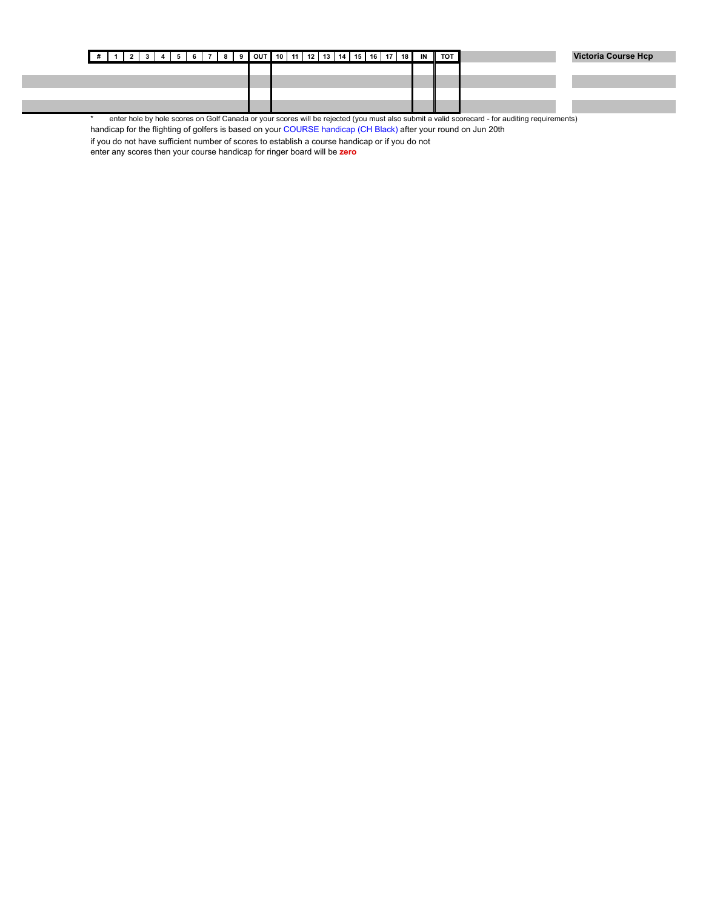| # | 1 | 2 | 3 | 4 | 5 | 6 | 7 | 8 | 9 | OUT | 10 | 11 | 12 | 13 | 14 | 15 | 16 | 17 | 18 | IN | TOT | | Victoria Course Hcp |
|---|---|---|---|---|---|---|---|---|---|---|---|---|---|---|---|---|---|---|---|---|---|---|---|
| | | | | | | | | | | | | | | | | | | | | | | | |
| | | | | | | | | | | | | | | | | | | | | | | | |
| | | | | | | | | | | | | | | | | | | | | | | | |
| | | | | | | | | | | | | | | | | | | | | | | | |

\* enter hole by hole scores on Golf Canada or your scores will be rejected (you must also submit a valid scorecard - for auditing requirements)

handicap for the flighting of golfers is based on your COURSE handicap (CH Black) after your round on Jun 20th

if you do not have sufficient number of scores to establish a course handicap or if you do not enter any scores then your course handicap for ringer board will be **zero**